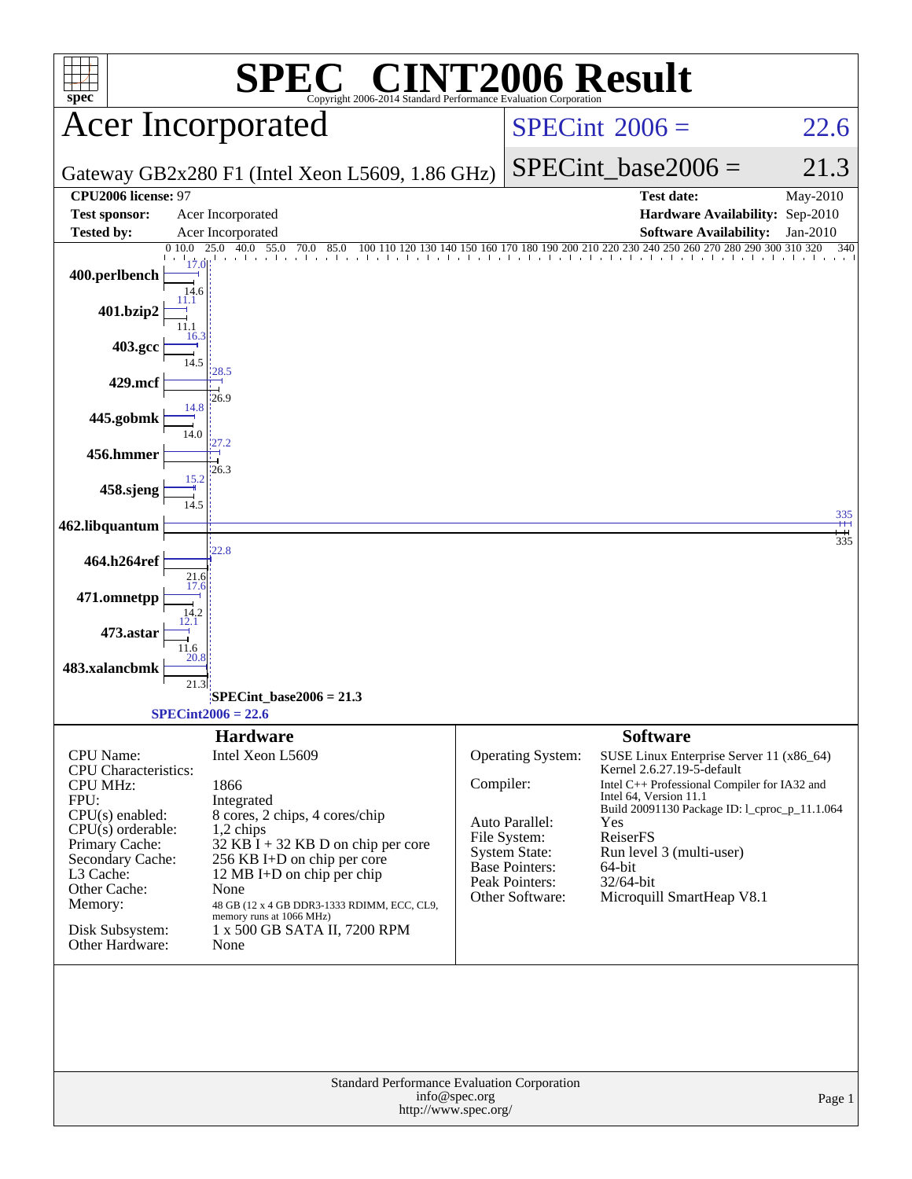# SPEC® CINT2006 Result

Copyright 2006-2014 Standard Performance Evaluation Corporation

## Acer Incorporated

Gateway GB2x280 F1 (Intel Xeon L5609, 1.86 GHz)

SPECint 2006 = 22.6

SPECint_base2006 = 21.3

| | | | |
|---|---|---|---|
| **CPU2006 license:** 97 | | **Test date:** | May-2010 |
| **Test sponsor:** | Acer Incorporated | **Hardware Availability:** | Sep-2010 |
| **Tested by:** | Acer Incorporated | **Software Availability:** | Jan-2010 |

| Benchmark | Peak | Base |
|---|---|---|
| 400.perlbench | 17.0 | 14.6 |
| 401.bzip2 | 11.1 | 11.1 |
| 403.gcc | 16.3 | 14.5 |
| 429.mcf | 28.5 | 26.9 |
| 445.gobmk | 14.8 | 14.0 |
| 456.hmmer | 27.2 | 26.3 |
| 458.sjeng | 15.2 | 14.5 |
| 462.libquantum | 335 | 335 |
| 464.h264ref | 22.8 | 21.6 |
| 471.omnetpp | 17.6 | 14.2 |
| 473.astar | 12.1 | 11.6 |
| 483.xalancbmk | 20.8 | 21.3 |

SPECint_base2006 = 21.3

SPECint2006 = 22.6

### Hardware

| | |
|---|---|
| CPU Name: | Intel Xeon L5609 |
| CPU Characteristics: | |
| CPU MHz: | 1866 |
| FPU: | Integrated |
| CPU(s) enabled: | 8 cores, 2 chips, 4 cores/chip |
| CPU(s) orderable: | 1,2 chips |
| Primary Cache: | 32 KB I + 32 KB D on chip per core |
| Secondary Cache: | 256 KB I+D on chip per core |
| L3 Cache: | 12 MB I+D on chip per chip |
| Other Cache: | None |
| Memory: | 48 GB (12 x 4 GB DDR3-1333 RDIMM, ECC, CL9, memory runs at 1066 MHz) |
| Disk Subsystem: | 1 x 500 GB SATA II, 7200 RPM |
| Other Hardware: | None |

### Software

| | |
|---|---|
| Operating System: | SUSE Linux Enterprise Server 11 (x86_64) Kernel 2.6.27.19-5-default |
| Compiler: | Intel C++ Professional Compiler for IA32 and Intel 64, Version 11.1 Build 20091130 Package ID: l_cproc_p_11.1.064 |
| Auto Parallel: | Yes |
| File System: | ReiserFS |
| System State: | Run level 3 (multi-user) |
| Base Pointers: | 64-bit |
| Peak Pointers: | 32/64-bit |
| Other Software: | Microquill SmartHeap V8.1 |

Standard Performance Evaluation Corporation
info@spec.org
http://www.spec.org/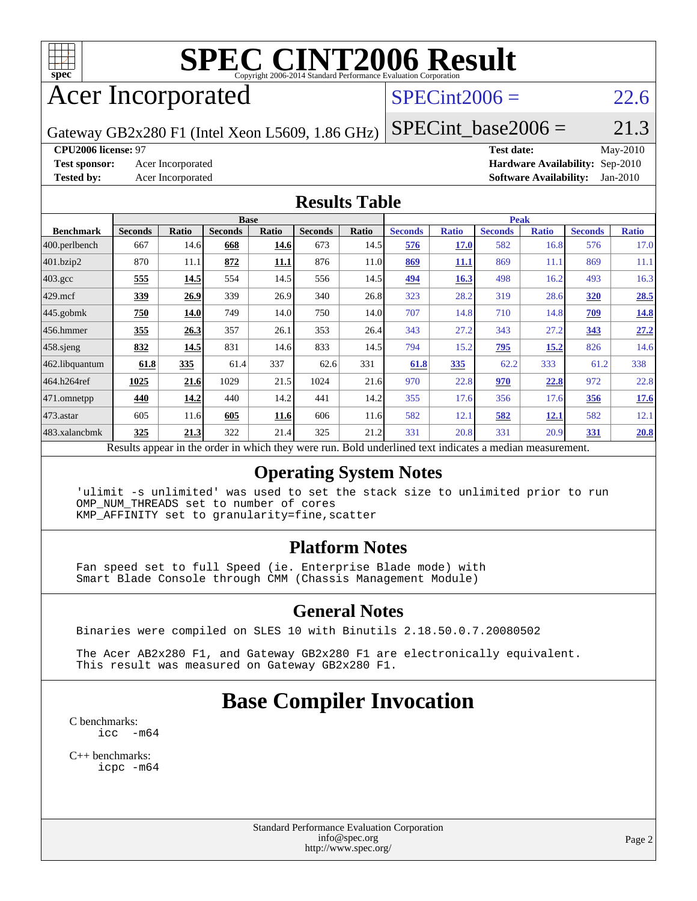# SPEC CINT2006 Result

Copyright 2006-2014 Standard Performance Evaluation Corporation

## Acer Incorporated

Gateway GB2x280 F1 (Intel Xeon L5609, 1.86 GHz)

SPECint2006 = 22.6

SPECint_base2006 = 21.3

**CPU2006 license:** 97

**Test sponsor:** Acer Incorporated

**Tested by:** Acer Incorporated

**Test date:** May-2010

**Hardware Availability:** Sep-2010

**Software Availability:** Jan-2010

### Results Table

| Benchmark | Base | | | | | | Peak | | | | | |
|---|---|---|---|---|---|---|---|---|---|---|---|---|
| | Seconds | Ratio | Seconds | Ratio | Seconds | Ratio | Seconds | Ratio | Seconds | Ratio | Seconds | Ratio |
| 400.perlbench | 667 | 14.6 | **668** | **14.6** | 673 | 14.5 | **576** | **17.0** | 582 | 16.8 | 576 | 17.0 |
| 401.bzip2 | 870 | 11.1 | **872** | **11.1** | 876 | 11.0 | **869** | **11.1** | 869 | 11.1 | 869 | 11.1 |
| 403.gcc | **555** | **14.5** | 554 | 14.5 | 556 | 14.5 | **494** | **16.3** | 498 | 16.2 | 493 | 16.3 |
| 429.mcf | **339** | **26.9** | 339 | 26.9 | 340 | 26.8 | 323 | 28.2 | 319 | 28.6 | **320** | **28.5** |
| 445.gobmk | **750** | **14.0** | 749 | 14.0 | 750 | 14.0 | 707 | 14.8 | 710 | 14.8 | **709** | **14.8** |
| 456.hmmer | **355** | **26.3** | 357 | 26.1 | 353 | 26.4 | 343 | 27.2 | 343 | 27.2 | **343** | **27.2** |
| 458.sjeng | **832** | **14.5** | 831 | 14.6 | 833 | 14.5 | 794 | 15.2 | **795** | **15.2** | 826 | 14.6 |
| 462.libquantum | **61.8** | **335** | 61.4 | 337 | 62.6 | 331 | **61.8** | **335** | 62.2 | 333 | 61.2 | 338 |
| 464.h264ref | **1025** | **21.6** | 1029 | 21.5 | 1024 | 21.6 | 970 | 22.8 | **970** | **22.8** | 972 | 22.8 |
| 471.omnetpp | **440** | **14.2** | 440 | 14.2 | 441 | 14.2 | 355 | 17.6 | 356 | 17.6 | **356** | **17.6** |
| 473.astar | 605 | 11.6 | **605** | **11.6** | 606 | 11.6 | 582 | 12.1 | **582** | **12.1** | 582 | 12.1 |
| 483.xalancbmk | **325** | **21.3** | 322 | 21.4 | 325 | 21.2 | 331 | 20.8 | 331 | 20.9 | **331** | **20.8** |

Results appear in the order in which they were run. Bold underlined text indicates a median measurement.

### Operating System Notes

```
'ulimit -s unlimited' was used to set the stack size to unlimited prior to run
OMP_NUM_THREADS set to number of cores
KMP_AFFINITY set to granularity=fine,scatter
```

### Platform Notes

```
Fan speed set to full Speed (ie. Enterprise Blade mode) with
Smart Blade Console through CMM (Chassis Management Module)
```

### General Notes

```
Binaries were compiled on SLES 10 with Binutils 2.18.50.0.7.20080502

The Acer AB2x280 F1, and Gateway GB2x280 F1 are electronically equivalent.
This result was measured on Gateway GB2x280 F1.
```

## Base Compiler Invocation

C benchmarks:
```
icc  -m64
```

C++ benchmarks:
```
icpc -m64
```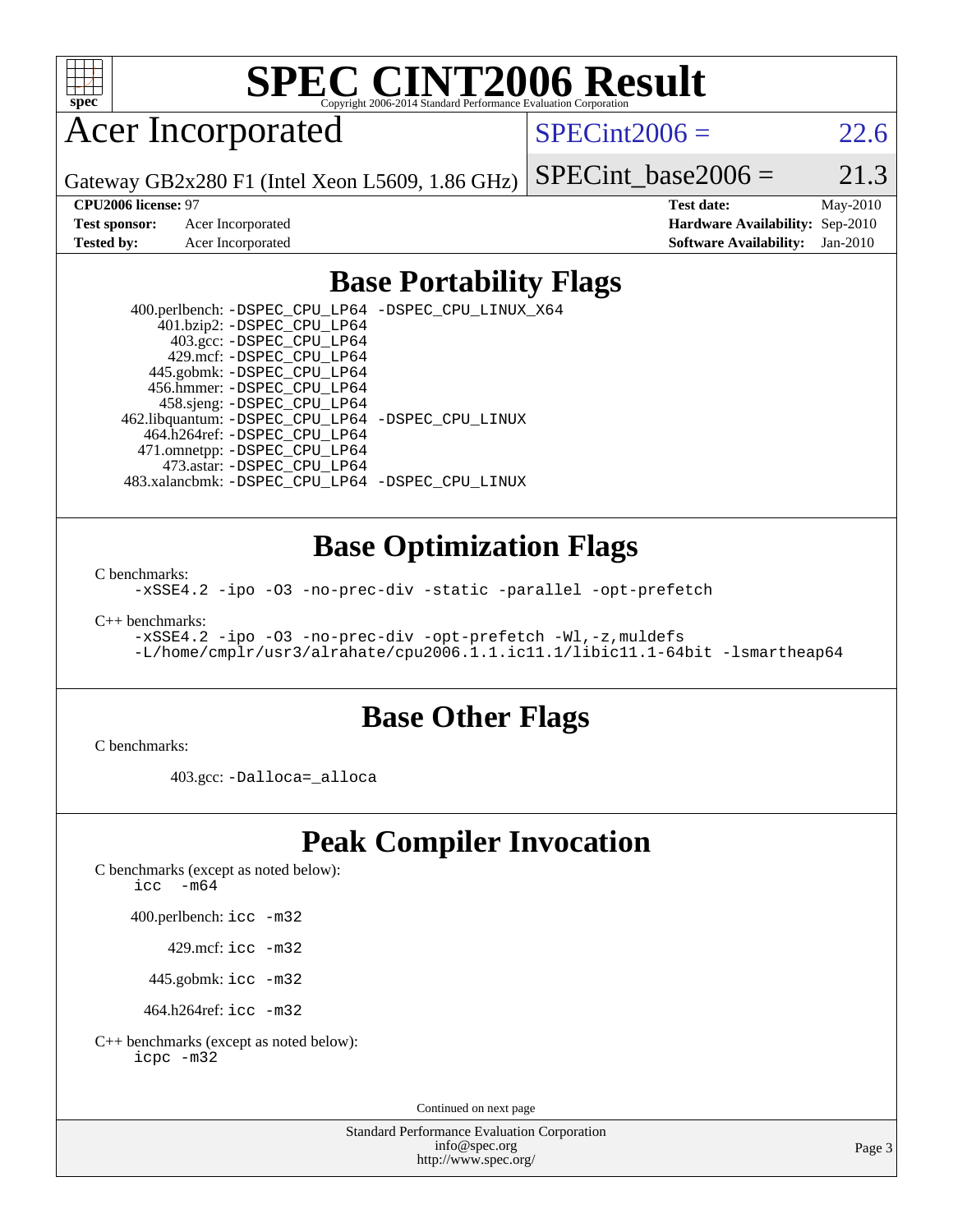# SPEC CINT2006 Result

Copyright 2006-2014 Standard Performance Evaluation Corporation

## Acer Incorporated

Gateway GB2x280 F1 (Intel Xeon L5609, 1.86 GHz)

SPECint2006 = 22.6

SPECint_base2006 = 21.3

**CPU2006 license:** 97
**Test sponsor:** Acer Incorporated
**Tested by:** Acer Incorporated

**Test date:** May-2010
**Hardware Availability:** Sep-2010
**Software Availability:** Jan-2010

## Base Portability Flags

400.perlbench: `-DSPEC_CPU_LP64 -DSPEC_CPU_LINUX_X64`
401.bzip2: `-DSPEC_CPU_LP64`
403.gcc: `-DSPEC_CPU_LP64`
429.mcf: `-DSPEC_CPU_LP64`
445.gobmk: `-DSPEC_CPU_LP64`
456.hmmer: `-DSPEC_CPU_LP64`
458.sjeng: `-DSPEC_CPU_LP64`
462.libquantum: `-DSPEC_CPU_LP64 -DSPEC_CPU_LINUX`
464.h264ref: `-DSPEC_CPU_LP64`
471.omnetpp: `-DSPEC_CPU_LP64`
473.astar: `-DSPEC_CPU_LP64`
483.xalancbmk: `-DSPEC_CPU_LP64 -DSPEC_CPU_LINUX`

## Base Optimization Flags

C benchmarks:

```
-xSSE4.2 -ipo -O3 -no-prec-div -static -parallel -opt-prefetch
```

C++ benchmarks:

```
-xSSE4.2 -ipo -O3 -no-prec-div -opt-prefetch -Wl,-z,muldefs
-L/home/cmplr/usr3/alrahate/cpu2006.1.1.ic11.1/libic11.1-64bit -lsmartheap64
```

## Base Other Flags

C benchmarks:

403.gcc: `-Dalloca=_alloca`

## Peak Compiler Invocation

C benchmarks (except as noted below):

```
icc  -m64
```

400.perlbench: `icc -m32`

429.mcf: `icc -m32`

445.gobmk: `icc -m32`

464.h264ref: `icc -m32`

C++ benchmarks (except as noted below):

```
icpc -m32
```

Continued on next page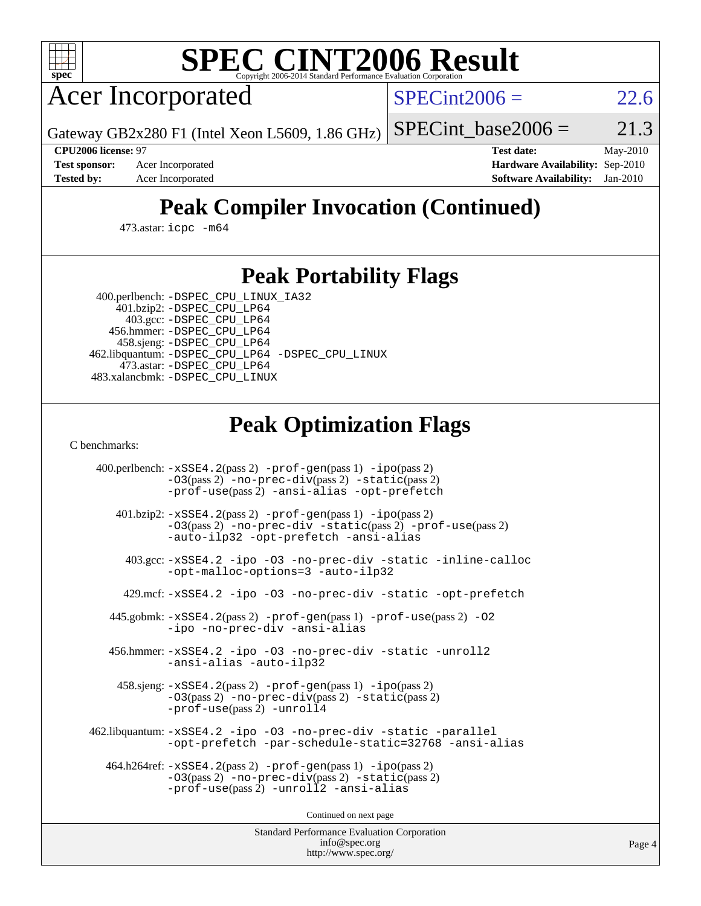# SPEC CINT2006 Result

Copyright 2006-2014 Standard Performance Evaluation Corporation

## Acer Incorporated

Gateway GB2x280 F1 (Intel Xeon L5609, 1.86 GHz)

SPECint2006 = 22.6

SPECint_base2006 = 21.3

**CPU2006 license:** 97
**Test sponsor:** Acer Incorporated
**Tested by:** Acer Incorporated

**Test date:** May-2010
**Hardware Availability:** Sep-2010
**Software Availability:** Jan-2010

## Peak Compiler Invocation (Continued)

473.astar: `icpc -m64`

## Peak Portability Flags

400.perlbench: `-DSPEC_CPU_LINUX_IA32`
401.bzip2: `-DSPEC_CPU_LP64`
403.gcc: `-DSPEC_CPU_LP64`
456.hmmer: `-DSPEC_CPU_LP64`
458.sjeng: `-DSPEC_CPU_LP64`
462.libquantum: `-DSPEC_CPU_LP64 -DSPEC_CPU_LINUX`
473.astar: `-DSPEC_CPU_LP64`
483.xalancbmk: `-DSPEC_CPU_LINUX`

## Peak Optimization Flags

C benchmarks:

400.perlbench: `-xSSE4.2`(pass 2) `-prof-gen`(pass 1) `-ipo`(pass 2) `-O3`(pass 2) `-no-prec-div`(pass 2) `-static`(pass 2) `-prof-use`(pass 2) `-ansi-alias -opt-prefetch`

401.bzip2: `-xSSE4.2`(pass 2) `-prof-gen`(pass 1) `-ipo`(pass 2) `-O3`(pass 2) `-no-prec-div -static`(pass 2) `-prof-use`(pass 2) `-auto-ilp32 -opt-prefetch -ansi-alias`

403.gcc: `-xSSE4.2 -ipo -O3 -no-prec-div -static -inline-calloc -opt-malloc-options=3 -auto-ilp32`

429.mcf: `-xSSE4.2 -ipo -O3 -no-prec-div -static -opt-prefetch`

445.gobmk: `-xSSE4.2`(pass 2) `-prof-gen`(pass 1) `-prof-use`(pass 2) `-O2 -ipo -no-prec-div -ansi-alias`

456.hmmer: `-xSSE4.2 -ipo -O3 -no-prec-div -static -unroll2 -ansi-alias -auto-ilp32`

458.sjeng: `-xSSE4.2`(pass 2) `-prof-gen`(pass 1) `-ipo`(pass 2) `-O3`(pass 2) `-no-prec-div`(pass 2) `-static`(pass 2) `-prof-use`(pass 2) `-unroll4`

462.libquantum: `-xSSE4.2 -ipo -O3 -no-prec-div -static -parallel -opt-prefetch -par-schedule-static=32768 -ansi-alias`

464.h264ref: `-xSSE4.2`(pass 2) `-prof-gen`(pass 1) `-ipo`(pass 2) `-O3`(pass 2) `-no-prec-div`(pass 2) `-static`(pass 2) `-prof-use`(pass 2) `-unroll2 -ansi-alias`

Continued on next page

Standard Performance Evaluation Corporation
info@spec.org
http://www.spec.org/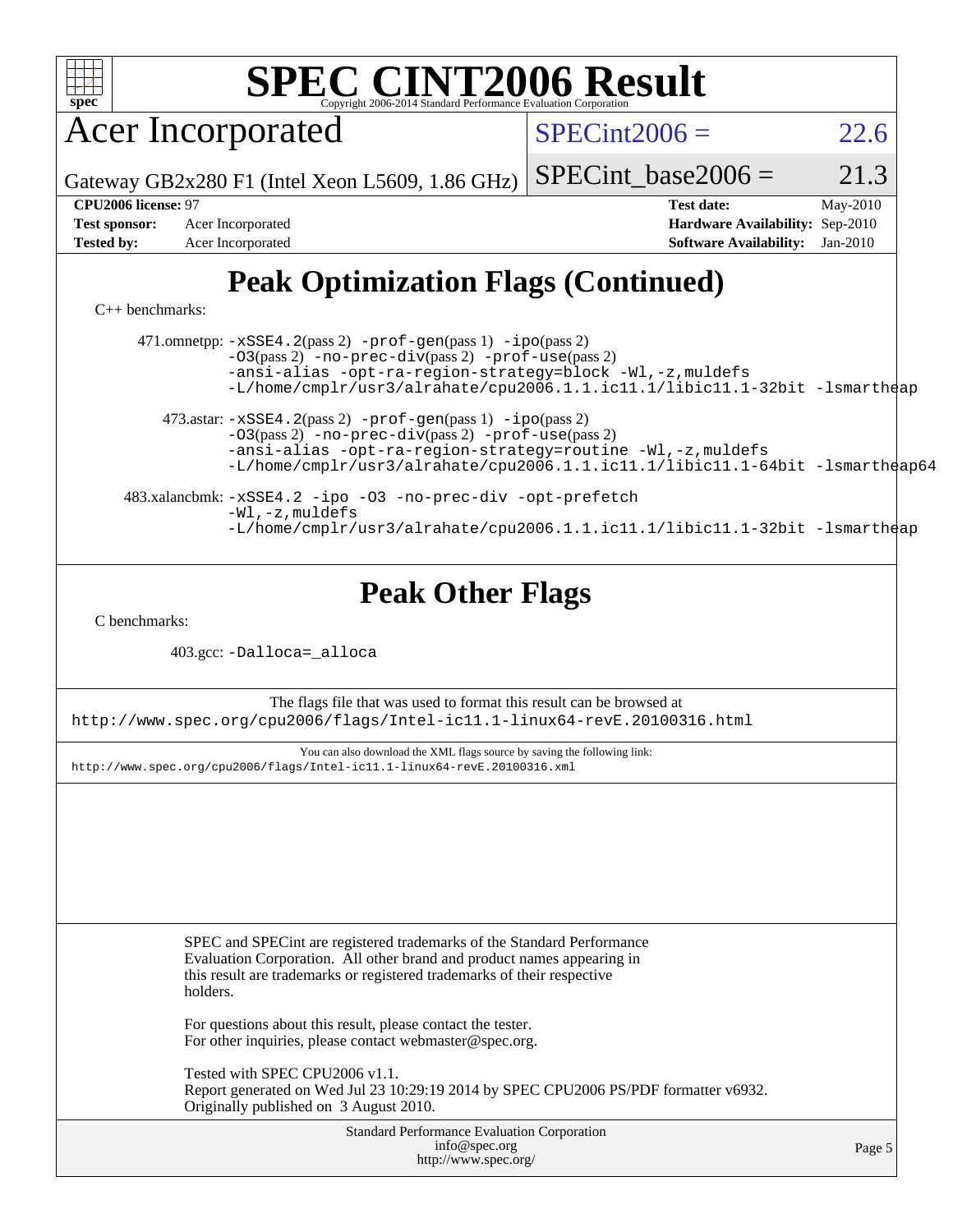## Peak Optimization Flags (Continued)

C++ benchmarks:

471.omnetpp: -xSSE4.2(pass 2) -prof-gen(pass 1) -ipo(pass 2) -O3(pass 2) -no-prec-div(pass 2) -prof-use(pass 2) -ansi-alias -opt-ra-region-strategy=block -Wl,-z,muldefs -L/home/cmplr/usr3/alrahate/cpu2006.1.1.ic11.1/libic11.1-32bit -lsmartheap

473.astar: -xSSE4.2(pass 2) -prof-gen(pass 1) -ipo(pass 2) -O3(pass 2) -no-prec-div(pass 2) -prof-use(pass 2) -ansi-alias -opt-ra-region-strategy=routine -Wl,-z,muldefs -L/home/cmplr/usr3/alrahate/cpu2006.1.1.ic11.1/libic11.1-64bit -lsmartheap64

483.xalancbmk: -xSSE4.2 -ipo -O3 -no-prec-div -opt-prefetch -Wl,-z,muldefs -L/home/cmplr/usr3/alrahate/cpu2006.1.1.ic11.1/libic11.1-32bit -lsmartheap

## Peak Other Flags

C benchmarks:

403.gcc: -Dalloca=_alloca

The flags file that was used to format this result can be browsed at
http://www.spec.org/cpu2006/flags/Intel-ic11.1-linux64-revE.20100316.html

You can also download the XML flags source by saving the following link:
http://www.spec.org/cpu2006/flags/Intel-ic11.1-linux64-revE.20100316.xml

SPEC and SPECint are registered trademarks of the Standard Performance Evaluation Corporation. All other brand and product names appearing in this result are trademarks or registered trademarks of their respective holders.

For questions about this result, please contact the tester.
For other inquiries, please contact webmaster@spec.org.

Tested with SPEC CPU2006 v1.1.
Report generated on Wed Jul 23 10:29:19 2014 by SPEC CPU2006 PS/PDF formatter v6932.
Originally published on 3 August 2010.